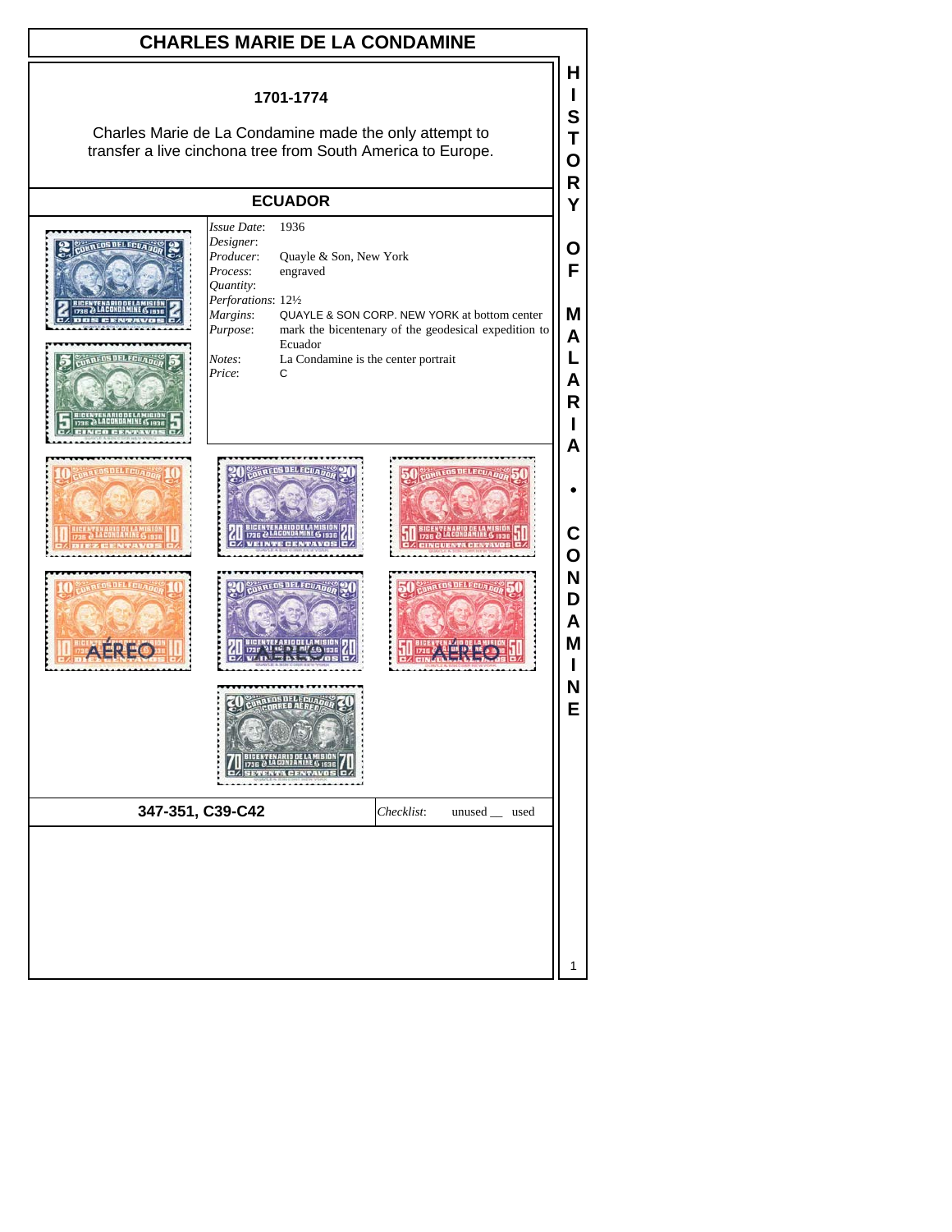# CHARLES MARIE DE LA CONDAMINE

**1701-1774**

Charles Marie de La Condamine made the only attempt to transfer a live cinchona tree from South America to Europe.

## ECUADOR

*Issue Date*: 1936
*Designer*:
*Producer*: Quayle & Son, New York
*Process*: engraved
*Quantity*:
*Perforations*: 12½
*Margins*: QUAYLE & SON CORP. NEW YORK at bottom center
*Purpose*: mark the bicentenary of the geodesical expedition to Ecuador
*Notes*: La Condamine is the center portrait
*Price*: C

**347-351, C39-C42**

*Checklist*: unused __ used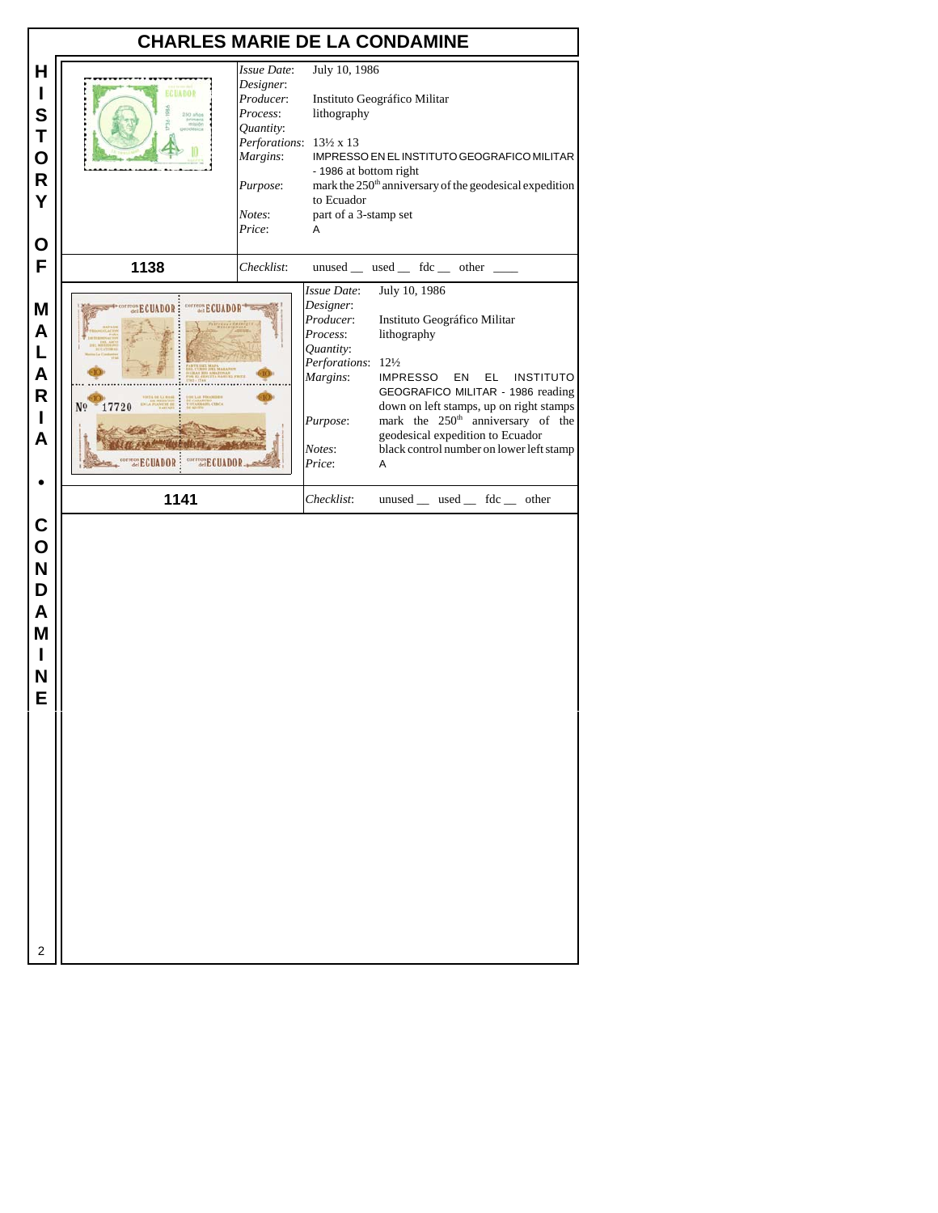# CHARLES MARIE DE LA CONDAMINE

**HISTORY OF MALARIA • CONDAMINE**

| | |
|---|---|
| *Issue Date*: | July 10, 1986 |
| *Designer*: | |
| *Producer*: | Instituto Geográfico Militar |
| *Process*: | lithography |
| *Quantity*: | |
| *Perforations*: | 13½ x 13 |
| *Margins*: | IMPRESSO EN EL INSTITUTO GEOGRAFICO MILITAR - 1986 at bottom right |
| *Purpose*: | mark the 250th anniversary of the geodesical expedition to Ecuador |
| *Notes*: | part of a 3-stamp set |
| *Price*: | A |

**1138** — *Checklist*: unused __ used __ fdc __ other ____

| | |
|---|---|
| *Issue Date*: | July 10, 1986 |
| *Designer*: | |
| *Producer*: | Instituto Geográfico Militar |
| *Process*: | lithography |
| *Quantity*: | |
| *Perforations*: | 12½ |
| *Margins*: | IMPRESSO EN EL INSTITUTO GEOGRAFICO MILITAR - 1986 reading down on left stamps, up on right stamps |
| *Purpose*: | mark the 250th anniversary of the geodesical expedition to Ecuador |
| *Notes*: | black control number on lower left stamp |
| *Price*: | A |

**1141** — *Checklist*: unused __ used __ fdc __ other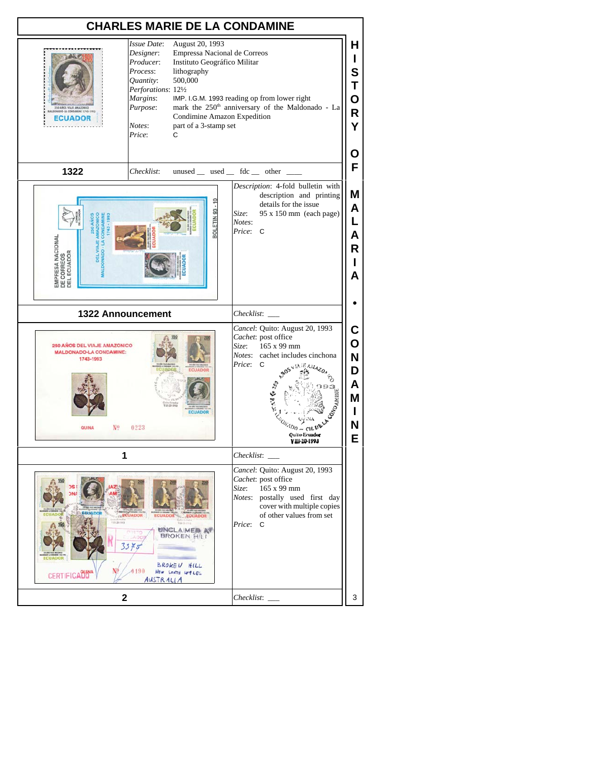# CHARLES MARIE DE LA CONDAMINE

## 1322

*Issue Date*: August 20, 1993
*Designer*: Empressa Nacional de Correos
*Producer*: Instituto Geográfico Militar
*Process*: lithography
*Quantity*: 500,000
*Perforations*: 12½
*Margins*: IMP. I.G.M. 1993 reading op from lower right
*Purpose*: mark the 250th anniversary of the Maldonado - La Condimine Amazon Expedition
*Notes*: part of a 3-stamp set
*Price*: C

*Checklist*: unused __ used __ fdc __ other ____

## 1322 Announcement

*Description*: 4-fold bulletin with description and printing details for the issue
*Size*: 95 x 150 mm (each page)
*Notes*:
*Price*: C

*Checklist*: ___

## 1

*Cancel*: Quito: August 20, 1993
*Cachet*: post office
*Size*: 165 x 99 mm
*Notes*: cachet includes cinchona
*Price*: C

*Checklist*: ___

## 2

*Cancel*: Quito: August 20, 1993
*Cachet*: post office
*Size*: 165 x 99 mm
*Notes*: postally used first day cover with multiple copies of other values from set
*Price*: C

*Checklist*: ___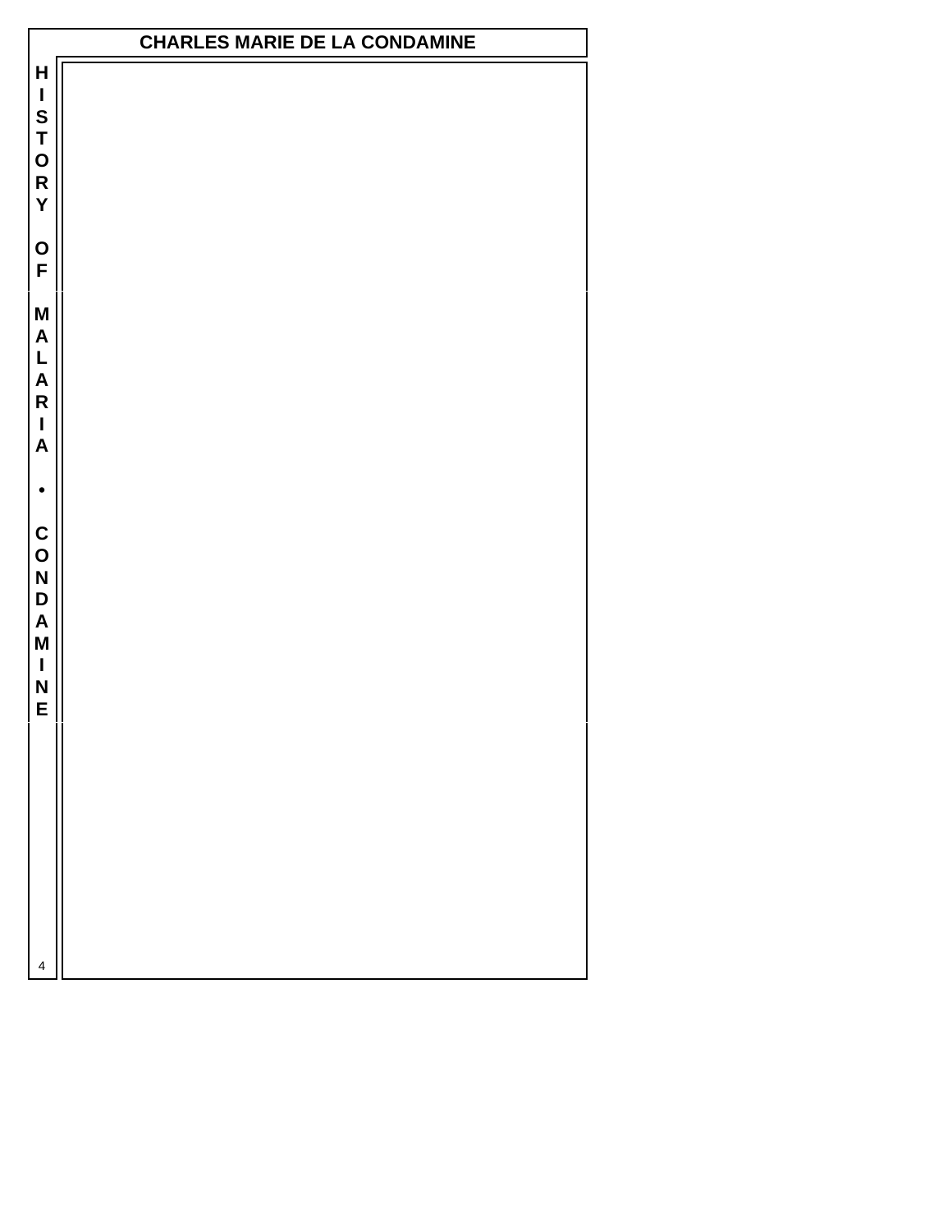# CHARLES MARIE DE LA CONDAMINE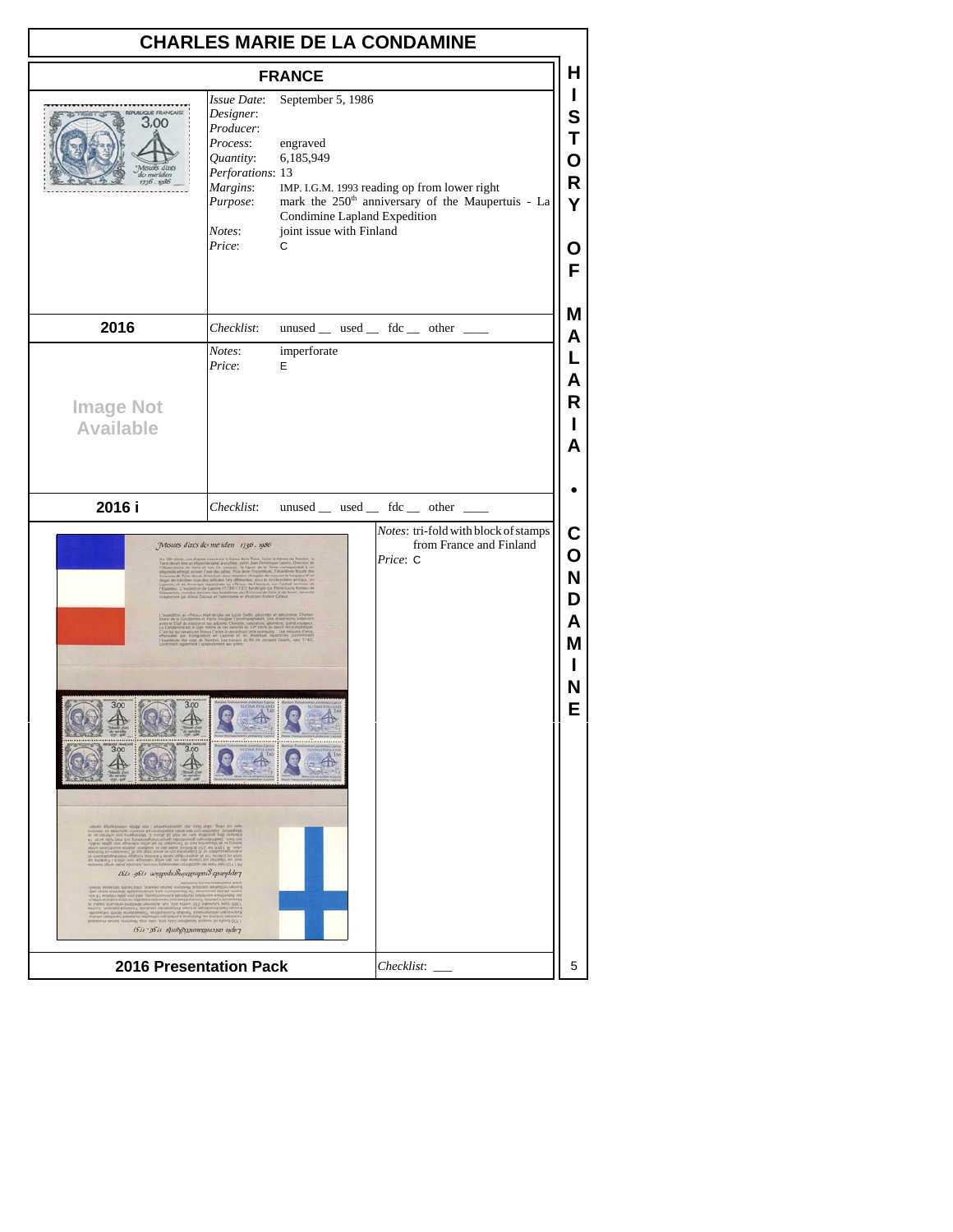# CHARLES MARIE DE LA CONDAMINE

## FRANCE

*Issue Date*: September 5, 1986
*Designer*:
*Producer*:
*Process*: engraved
*Quantity*: 6,185,949
*Perforations*: 13
*Margins*: IMP. I.G.M. 1993 reading op from lower right
*Purpose*: mark the 250th anniversary of the Maupertuis - La Condimine Lapland Expedition
*Notes*: joint issue with Finland
*Price*: C

**2016** — *Checklist*: unused __ used __ fdc __ other ___

Image Not Available

*Notes*: imperforate
*Price*: E

**2016 i** — *Checklist*: unused __ used __ fdc __ other ___

*Notes*: tri-fold with block of stamps from France and Finland
*Price*: C

**2016 Presentation Pack** — *Checklist*: ___

HISTORY OF MALARIA • CONDAMINE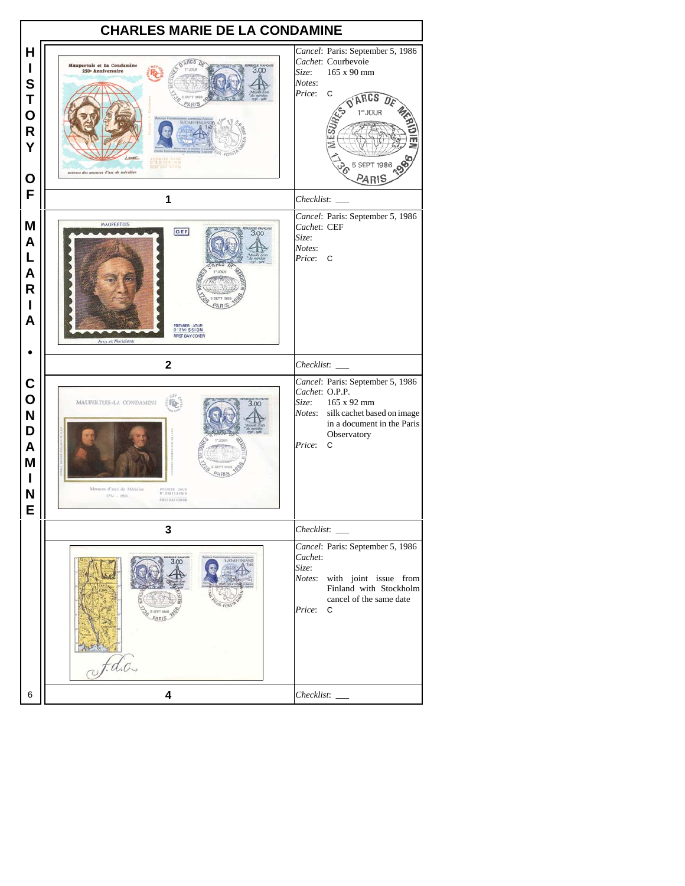# CHARLES MARIE DE LA CONDAMINE

HISTORY OF MALARIA • CONDAMINE

## 1

*Cancel*: Paris: September 5, 1986
*Cachet*: Courbevoie
*Size*: 165 x 90 mm
*Notes*:
*Price*: C

*Checklist*: ___

## 2

*Cancel*: Paris: September 5, 1986
*Cachet*: CEF
*Size*:
*Notes*:
*Price*: C

*Checklist*: ___

## 3

*Cancel*: Paris: September 5, 1986
*Cachet*: O.P.P.
*Size*: 165 x 92 mm
*Notes*: silk cachet based on image in a document in the Paris Observatory
*Price*: C

*Checklist*: ___

## 4

*Cancel*: Paris: September 5, 1986
*Cachet*:
*Size*:
*Notes*: with joint issue from Finland with Stockholm cancel of the same date
*Price*: C

*Checklist*: ___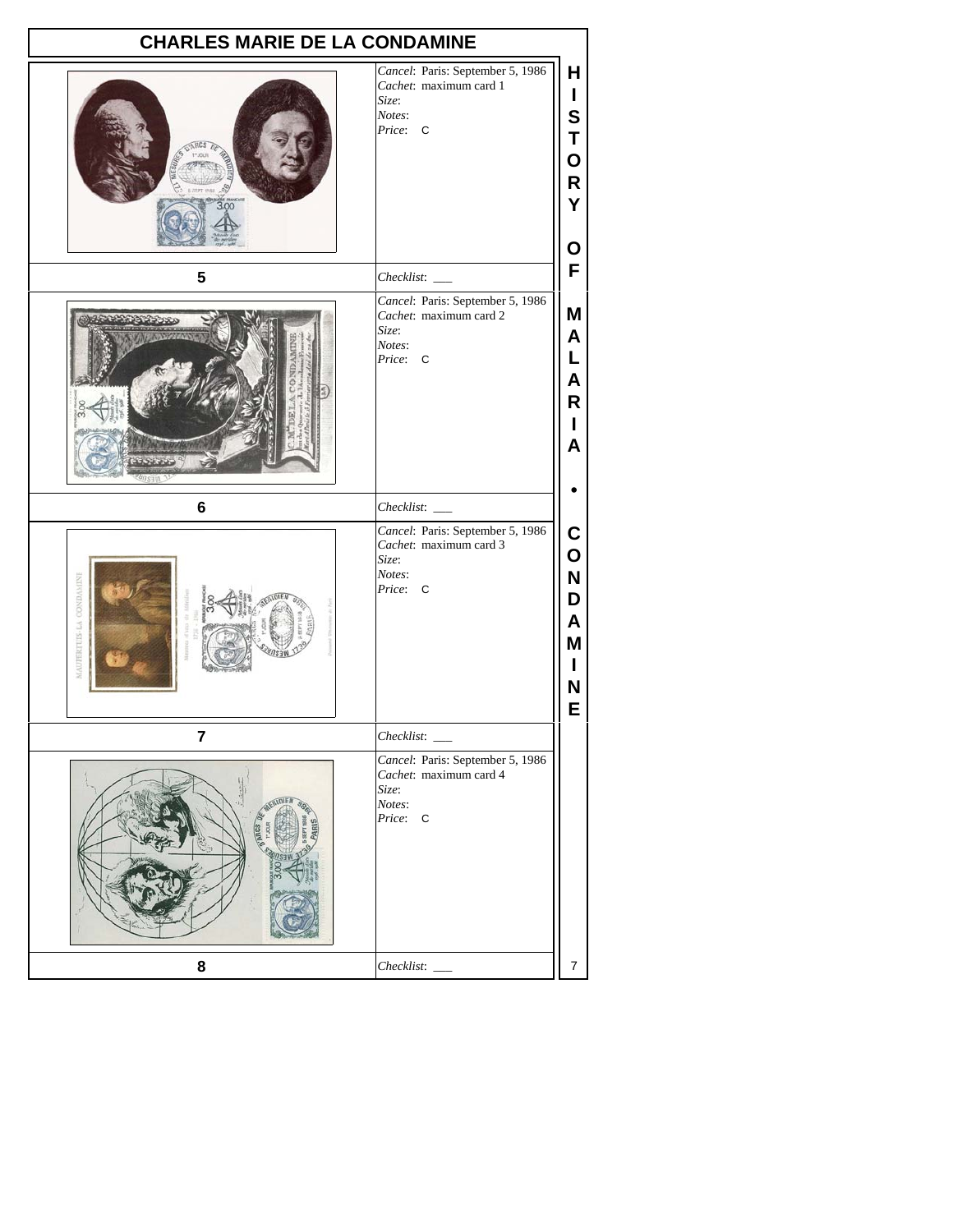# CHARLES MARIE DE LA CONDAMINE

**5**

*Cancel*: Paris: September 5, 1986
*Cachet*: maximum card 1
*Size*:
*Notes*:
*Price*: C

*Checklist*: ___

**6**

*Cancel*: Paris: September 5, 1986
*Cachet*: maximum card 2
*Size*:
*Notes*:
*Price*: C

*Checklist*: ___

**7**

*Cancel*: Paris: September 5, 1986
*Cachet*: maximum card 3
*Size*:
*Notes*:
*Price*: C

*Checklist*: ___

**8**

*Cancel*: Paris: September 5, 1986
*Cachet*: maximum card 4
*Size*:
*Notes*:
*Price*: C

*Checklist*: ___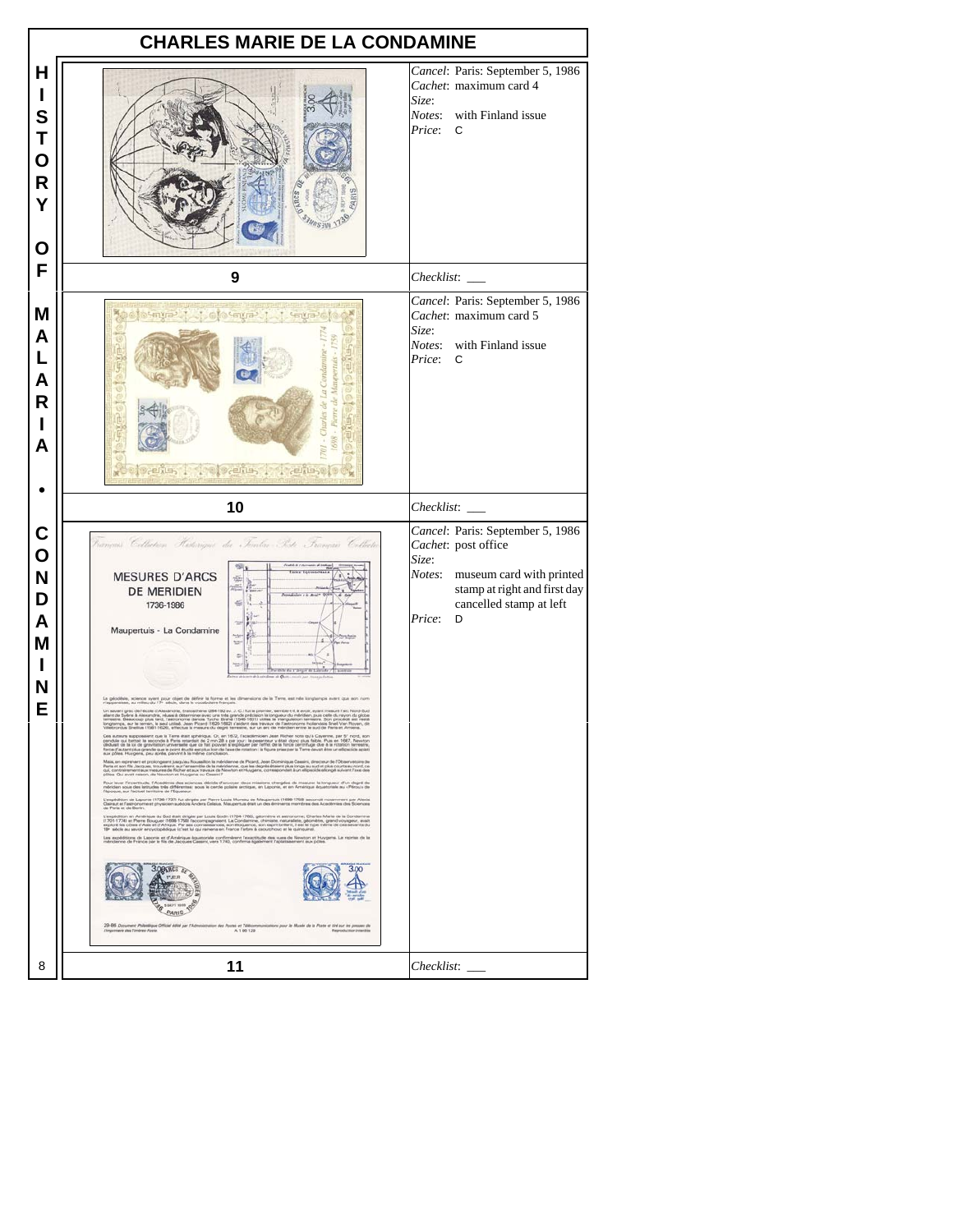# CHARLES MARIE DE LA CONDAMINE

HISTORY OF MALARIA • CONDAMINE

| No. | Details |
|---|---|
| 9 | *Cancel*: Paris: September 5, 1986<br>*Cachet*: maximum card 4<br>*Size*:<br>*Notes*: with Finland issue<br>*Price*: C<br>*Checklist*: ___ |
| 10 | *Cancel*: Paris: September 5, 1986<br>*Cachet*: maximum card 5<br>*Size*:<br>*Notes*: with Finland issue<br>*Price*: C<br>*Checklist*: ___ |
| 11 | *Cancel*: Paris: September 5, 1986<br>*Cachet*: post office<br>*Size*:<br>*Notes*: museum card with printed stamp at right and first day cancelled stamp at left<br>*Price*: D<br>*Checklist*: ___ |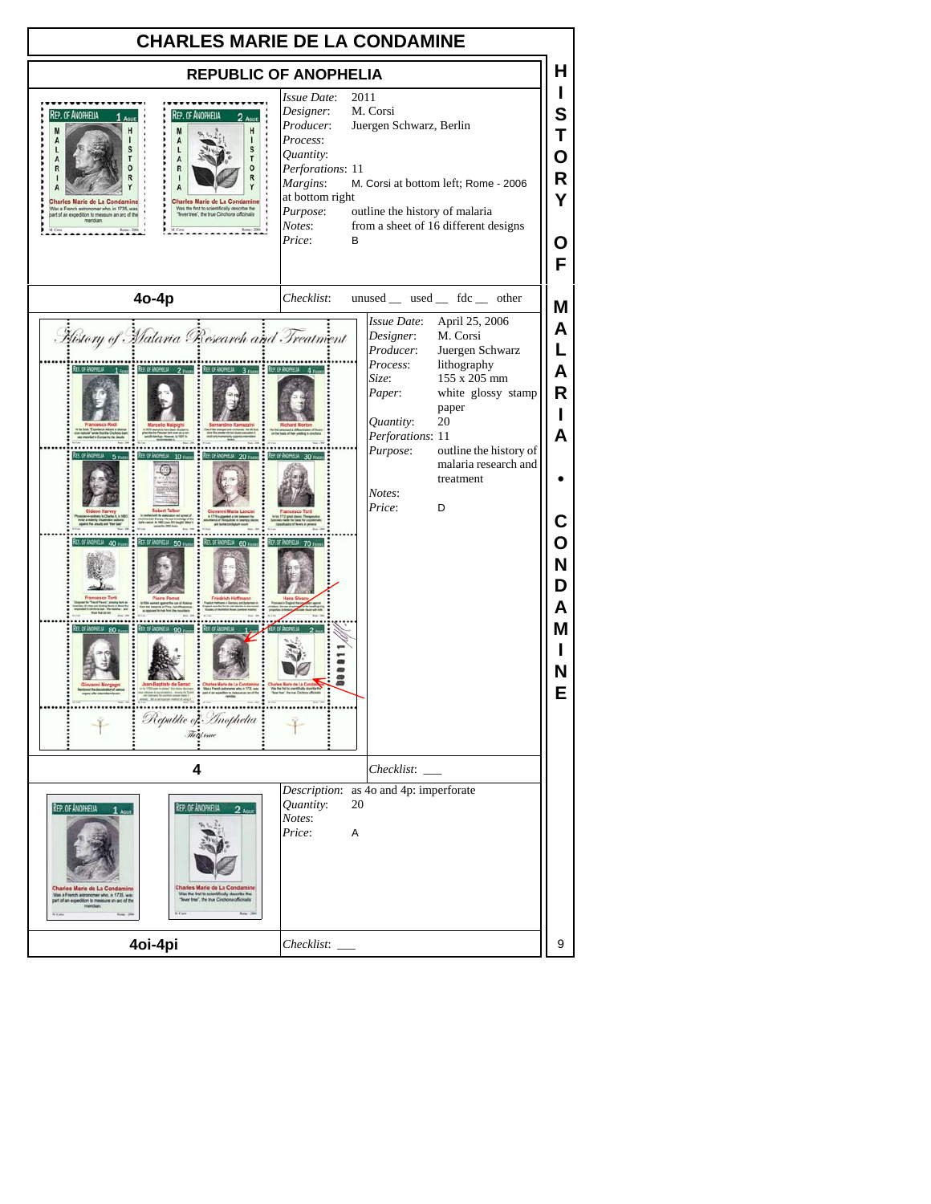# CHARLES MARIE DE LA CONDAMINE

## REPUBLIC OF ANOPHELIA

*Issue Date*: 2011
*Designer*: M. Corsi
*Producer*: Juergen Schwarz, Berlin
*Process*:
*Quantity*:
*Perforations*: 11
*Margins*: M. Corsi at bottom left; Rome - 2006 at bottom right
*Purpose*: outline the history of malaria
*Notes*: from a sheet of 16 different designs
*Price*: B

**4o-4p**

*Checklist*: unused __ used __ fdc __ other

*Issue Date*: April 25, 2006
*Designer*: M. Corsi
*Producer*: Juergen Schwarz
*Process*: lithography
*Size*: 155 x 205 mm
*Paper*: white glossy stamp paper
*Quantity*: 20
*Perforations*: 11
*Purpose*: outline the history of malaria research and treatment
*Notes*:
*Price*: D

**4**

*Checklist*: ___

*Description*: as 4o and 4p: imperforate
*Quantity*: 20
*Notes*:
*Price*: A

**4oi-4pi**

*Checklist*: ___

HISTORY OF MALARIA • CONDAMINE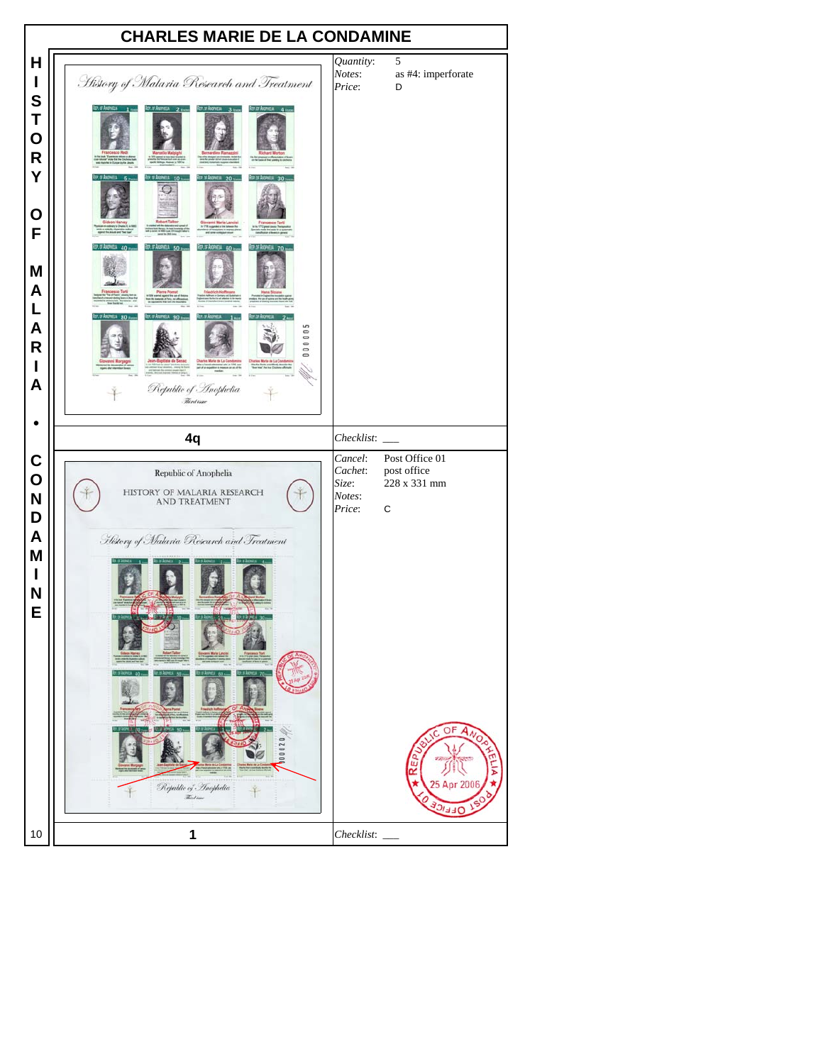# CHARLES MARIE DE LA CONDAMINE

HISTORY OF MALARIA • CONDAMINE

## 4q

*Quantity*: 5
*Notes*: as #4: imperforate
*Price*: D

*Checklist*: ___

## 1

*Cancel*: Post Office 01
*Cachet*: post office
*Size*: 228 x 331 mm
*Notes*:
*Price*: C

*Checklist*: ___